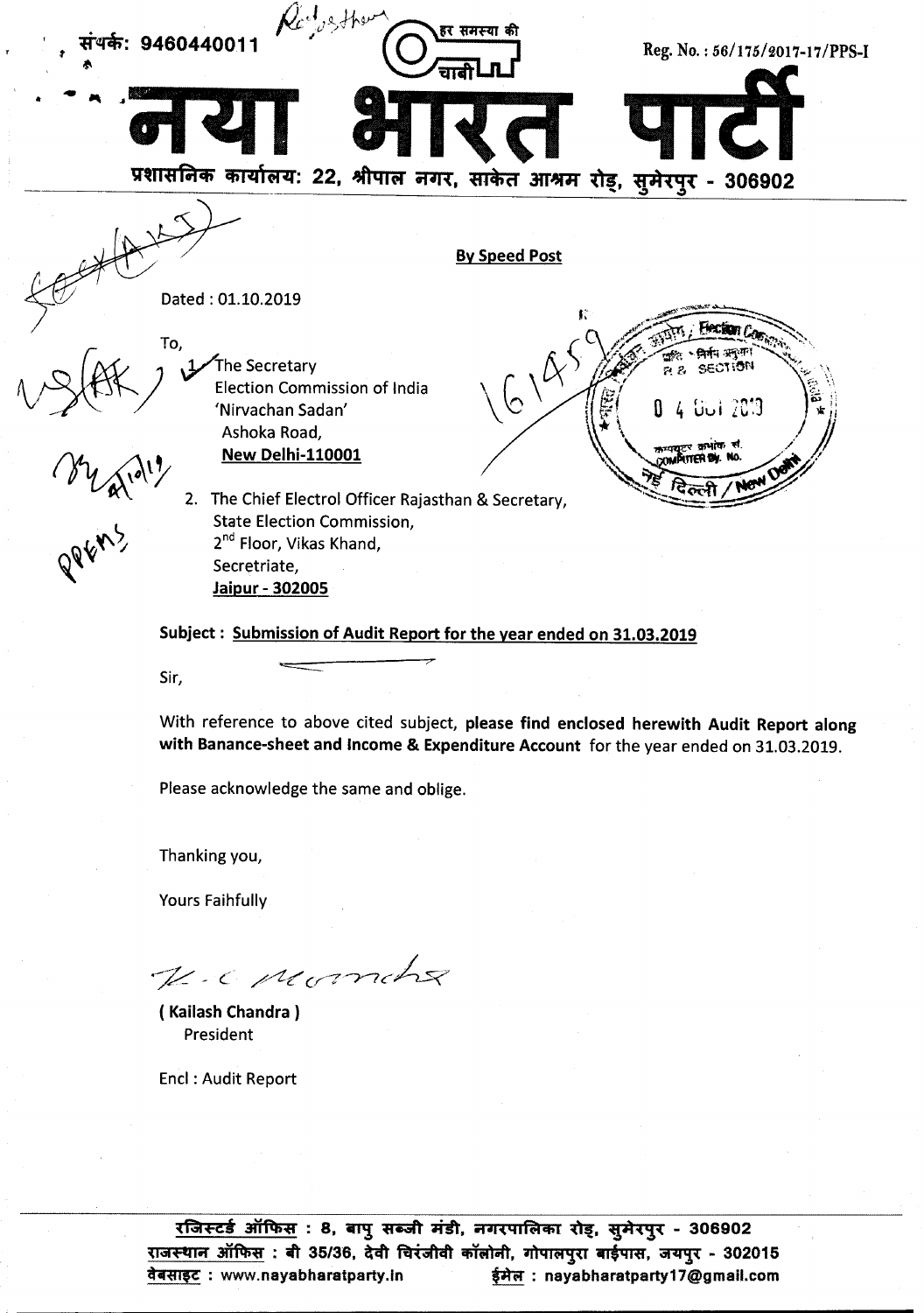संपर्क: 9460440011

Reg. No.: 56/175/2017-17/PPS-I

हर समस्या की चाबी

# नया भारत पार्टी

प्रशासनिक कार्यालय: 22, श्रीपाल नगर, साकेत आश्रम रोड़, सुमेरपुर - 306902

**By Speed Post**

Dated : 01.10.2019

To,

1. The Secretary
   Election Commission of India
   'Nirvachan Sadan'
   Ashoka Road,
   **New Delhi-110001**

2. The Chief Electrol Officer Rajasthan & Secretary,
   State Election Commission,
   2nd Floor, Vikas Khand,
   Secretriate,
   **Jaipur - 302005**

**Subject : Submission of Audit Report for the year ended on 31.03.2019**

Sir,

With reference to above cited subject, **please find enclosed herewith Audit Report along with Banance-sheet and Income & Expenditure Account** for the year ended on 31.03.2019.

Please acknowledge the same and oblige.

Thanking you,

Yours Faihfully

K. C. Mamchx

**( Kailash Chandra )**
President

Encl : Audit Report

रजिस्टर्ड ऑफिस : 8, बापु सब्जी मंडी, नगरपालिका रोड़, सुमेरपुर - 306902
राजस्थान ऑफिस : बी 35/36, देवी चिरंजीवी कॉलोनी, गोपालपुरा बाईपास, जयपुर - 302015
वेबसाइट : www.nayabharatparty.in ईमेल : nayabharatparty17@gmail.com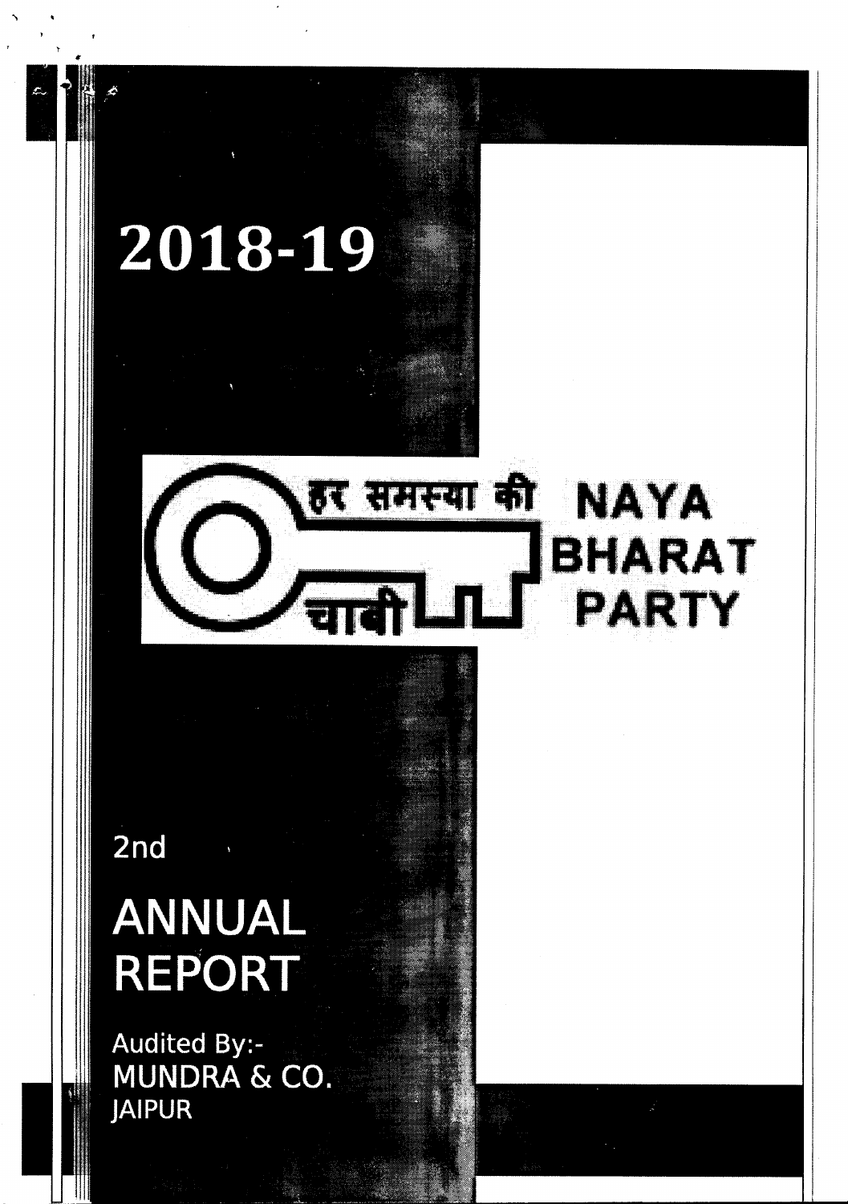# 2018-19

हर समस्या की चाबी

# NAYA BHARAT PARTY

2nd

# ANNUAL REPORT

Audited By:-
MUNDRA & CO.
JAIPUR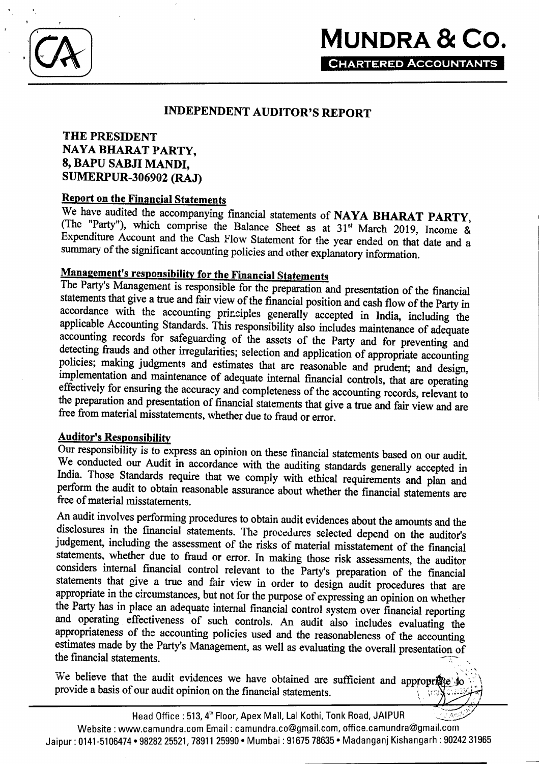# MUNDRA & Co.

**CHARTERED ACCOUNTANTS**

## INDEPENDENT AUDITOR'S REPORT

**THE PRESIDENT**
**NAYA BHARAT PARTY,**
**8, BAPU SABJI MANDI,**
**SUMERPUR-306902 (RAJ)**

### Report on the Financial Statements

We have audited the accompanying financial statements of **NAYA BHARAT PARTY**, (The "Party"), which comprise the Balance Sheet as at 31st March 2019, Income & Expenditure Account and the Cash Flow Statement for the year ended on that date and a summary of the significant accounting policies and other explanatory information.

### Management's responsibility for the Financial Statements

The Party's Management is responsible for the preparation and presentation of the financial statements that give a true and fair view of the financial position and cash flow of the Party in accordance with the accounting principles generally accepted in India, including the applicable Accounting Standards. This responsibility also includes maintenance of adequate accounting records for safeguarding of the assets of the Party and for preventing and detecting frauds and other irregularities; selection and application of appropriate accounting policies; making judgments and estimates that are reasonable and prudent; and design, implementation and maintenance of adequate internal financial controls, that are operating effectively for ensuring the accuracy and completeness of the accounting records, relevant to the preparation and presentation of financial statements that give a true and fair view and are free from material misstatements, whether due to fraud or error.

### Auditor's Responsibility

Our responsibility is to express an opinion on these financial statements based on our audit. We conducted our Audit in accordance with the auditing standards generally accepted in India. Those Standards require that we comply with ethical requirements and plan and perform the audit to obtain reasonable assurance about whether the financial statements are free of material misstatements.

An audit involves performing procedures to obtain audit evidences about the amounts and the disclosures in the financial statements. The procedures selected depend on the auditor's judgement, including the assessment of the risks of material misstatement of the financial statements, whether due to fraud or error. In making those risk assessments, the auditor considers internal financial control relevant to the Party's preparation of the financial statements that give a true and fair view in order to design audit procedures that are appropriate in the circumstances, but not for the purpose of expressing an opinion on whether the Party has in place an adequate internal financial control system over financial reporting and operating effectiveness of such controls. An audit also includes evaluating the appropriateness of the accounting policies used and the reasonableness of the accounting estimates made by the Party's Management, as well as evaluating the overall presentation of the financial statements.

We believe that the audit evidences we have obtained are sufficient and appropriate to provide a basis of our audit opinion on the financial statements.

Head Office : 513, 4th Floor, Apex Mall, Lal Kothi, Tonk Road, JAIPUR
Website : www.camundra.com Email : camundra.co@gmail.com, office.camundra@gmail.com
Jaipur : 0141-5106474 • 98282 25521, 78911 25990 • Mumbai : 91675 78635 • Madanganj Kishangarh : 90242 31965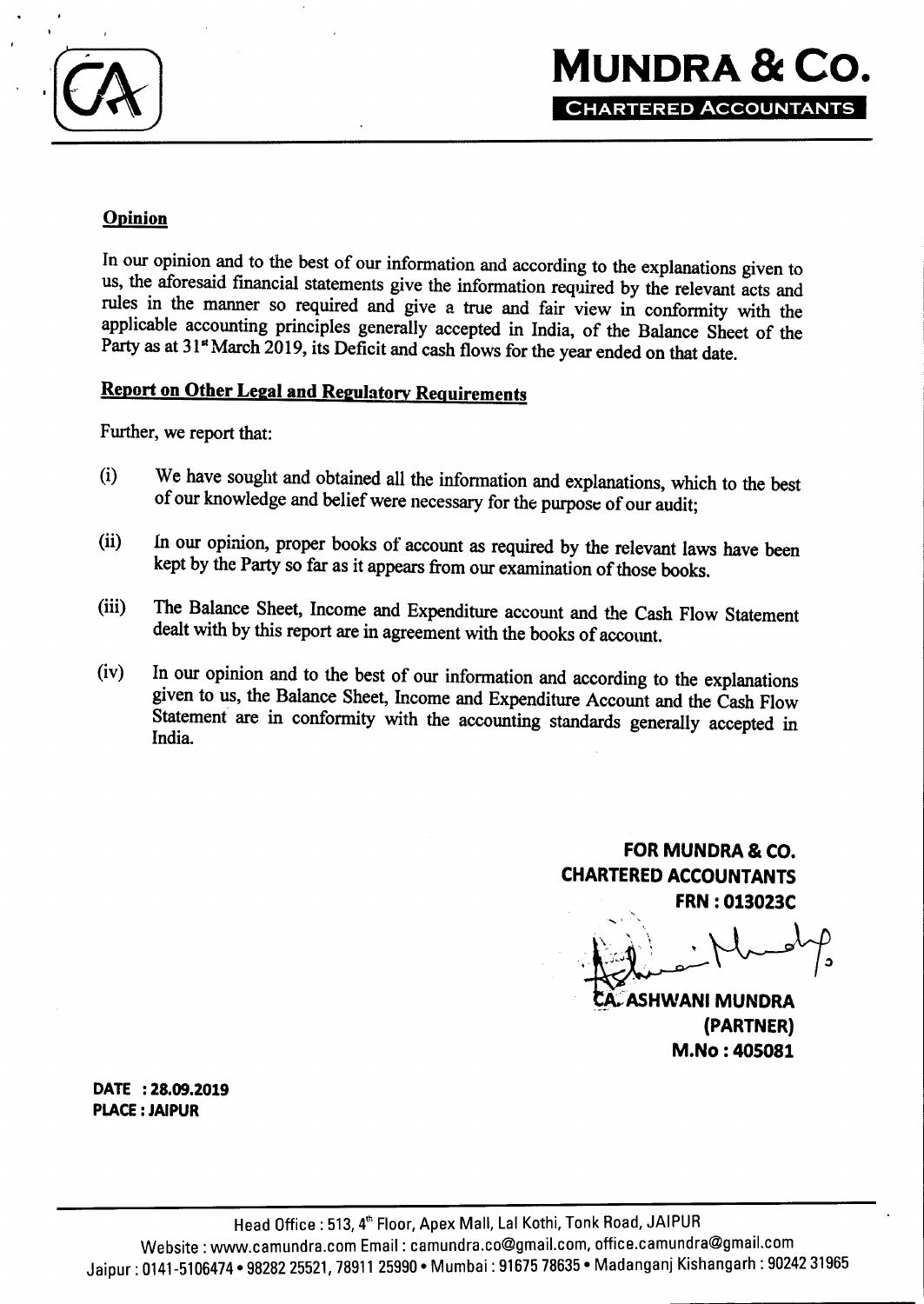**MUNDRA & CO.**

**CHARTERED ACCOUNTANTS**

## Opinion

In our opinion and to the best of our information and according to the explanations given to us, the aforesaid financial statements give the information required by the relevant acts and rules in the manner so required and give a true and fair view in conformity with the applicable accounting principles generally accepted in India, of the Balance Sheet of the Party as at 31st March 2019, its Deficit and cash flows for the year ended on that date.

## Report on Other Legal and Regulatory Requirements

Further, we report that:

(i) We have sought and obtained all the information and explanations, which to the best of our knowledge and belief were necessary for the purpose of our audit;

(ii) In our opinion, proper books of account as required by the relevant laws have been kept by the Party so far as it appears from our examination of those books.

(iii) The Balance Sheet, Income and Expenditure account and the Cash Flow Statement dealt with by this report are in agreement with the books of account.

(iv) In our opinion and to the best of our information and according to the explanations given to us, the Balance Sheet, Income and Expenditure Account and the Cash Flow Statement are in conformity with the accounting standards generally accepted in India.

**FOR MUNDRA & CO.**
**CHARTERED ACCOUNTANTS**
**FRN : 013023C**

**CA. ASHWANI MUNDRA**
**(PARTNER)**
**M.No : 405081**

**DATE : 28.09.2019**
**PLACE : JAIPUR**

Head Office : 513, 4th Floor, Apex Mall, Lal Kothi, Tonk Road, JAIPUR
Website : www.camundra.com Email : camundra.co@gmail.com, office.camundra@gmail.com
Jaipur : 0141-5106474 • 98282 25521, 78911 25990 • Mumbai : 91675 78635 • Madanganj Kishangarh : 90242 31965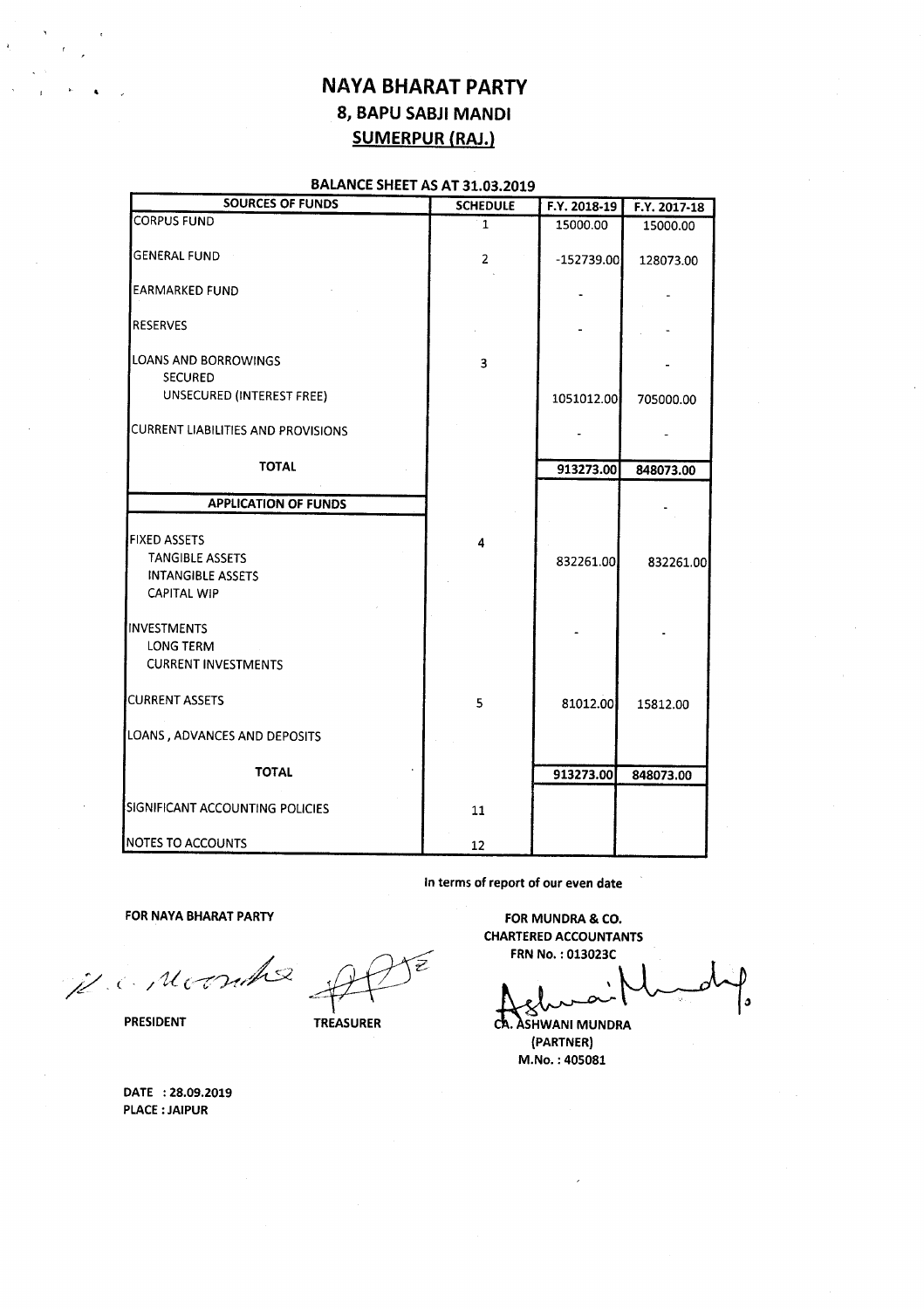# NAYA BHARAT PARTY

## 8, BAPU SABJI MANDI

## SUMERPUR (RAJ.)

### BALANCE SHEET AS AT 31.03.2019

| SOURCES OF FUNDS | SCHEDULE | F.Y. 2018-19 | F.Y. 2017-18 |
|---|---|---|---|
| CORPUS FUND | 1 | 15000.00 | 15000.00 |
| GENERAL FUND | 2 | -152739.00 | 128073.00 |
| EARMARKED FUND | | - | - |
| RESERVES | | - | - |
| LOANS AND BORROWINGS | 3 | | - |
| SECURED | | | |
| UNSECURED (INTEREST FREE) | | 1051012.00 | 705000.00 |
| CURRENT LIABILITIES AND PROVISIONS | | - | - |
| **TOTAL** | | **913273.00** | **848073.00** |
| **APPLICATION OF FUNDS** | | | - |
| FIXED ASSETS | 4 | | |
| TANGIBLE ASSETS | | 832261.00 | 832261.00 |
| INTANGIBLE ASSETS | | | |
| CAPITAL WIP | | | |
| INVESTMENTS | | - | - |
| LONG TERM | | | |
| CURRENT INVESTMENTS | | | |
| CURRENT ASSETS | 5 | 81012.00 | 15812.00 |
| LOANS , ADVANCES AND DEPOSITS | | | |
| **TOTAL** | | **913273.00** | **848073.00** |
| SIGNIFICANT ACCOUNTING POLICIES | 11 | | |
| NOTES TO ACCOUNTS | 12 | | |

In terms of report of our even date

**FOR NAYA BHARAT PARTY**

**PRESIDENT** **TREASURER**

**FOR MUNDRA & CO.**
**CHARTERED ACCOUNTANTS**
**FRN No. : 013023C**

**CA. ASHWANI MUNDRA**
**(PARTNER)**
**M.No. : 405081**

**DATE : 28.09.2019**
**PLACE : JAIPUR**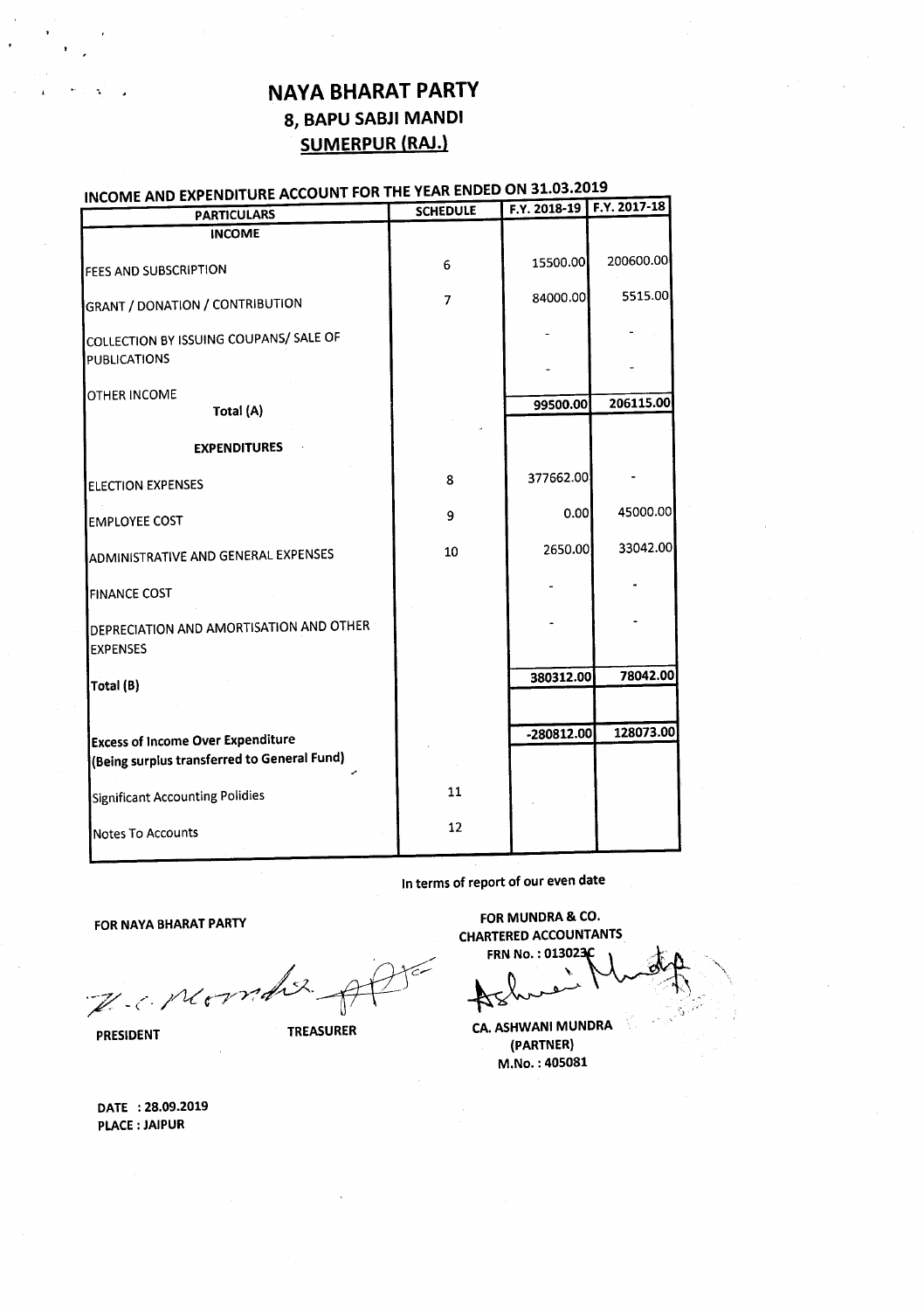# NAYA BHARAT PARTY

## 8, BAPU SABJI MANDI

## SUMERPUR (RAJ.)

### INCOME AND EXPENDITURE ACCOUNT FOR THE YEAR ENDED ON 31.03.2019

| PARTICULARS | SCHEDULE | F.Y. 2018-19 | F.Y. 2017-18 |
|---|---|---|---|
| **INCOME** | | | |
| FEES AND SUBSCRIPTION | 6 | 15500.00 | 200600.00 |
| GRANT / DONATION / CONTRIBUTION | 7 | 84000.00 | 5515.00 |
| COLLECTION BY ISSUING COUPANS/ SALE OF PUBLICATIONS | | - | - |
| OTHER INCOME | | - | - |
| **Total (A)** | | **99500.00** | **206115.00** |
| **EXPENDITURES** | | | |
| ELECTION EXPENSES | 8 | 377662.00 | - |
| EMPLOYEE COST | 9 | 0.00 | 45000.00 |
| ADMINISTRATIVE AND GENERAL EXPENSES | 10 | 2650.00 | 33042.00 |
| FINANCE COST | | - | - |
| DEPRECIATION AND AMORTISATION AND OTHER EXPENSES | | - | - |
| Total (B) | | **380312.00** | **78042.00** |
| **Excess of Income Over Expenditure (Being surplus transferred to General Fund)** | | **-280812.00** | **128073.00** |
| Significant Accounting Polidies | 11 | | |
| Notes To Accounts | 12 | | |

In terms of report of our even date

**FOR NAYA BHARAT PARTY**

**PRESIDENT** **TREASURER**

**FOR MUNDRA & CO.**
**CHARTERED ACCOUNTANTS**
**FRN No. : 013023C**

**CA. ASHWANI MUNDRA**
**(PARTNER)**
**M.No. : 405081**

**DATE : 28.09.2019**
**PLACE : JAIPUR**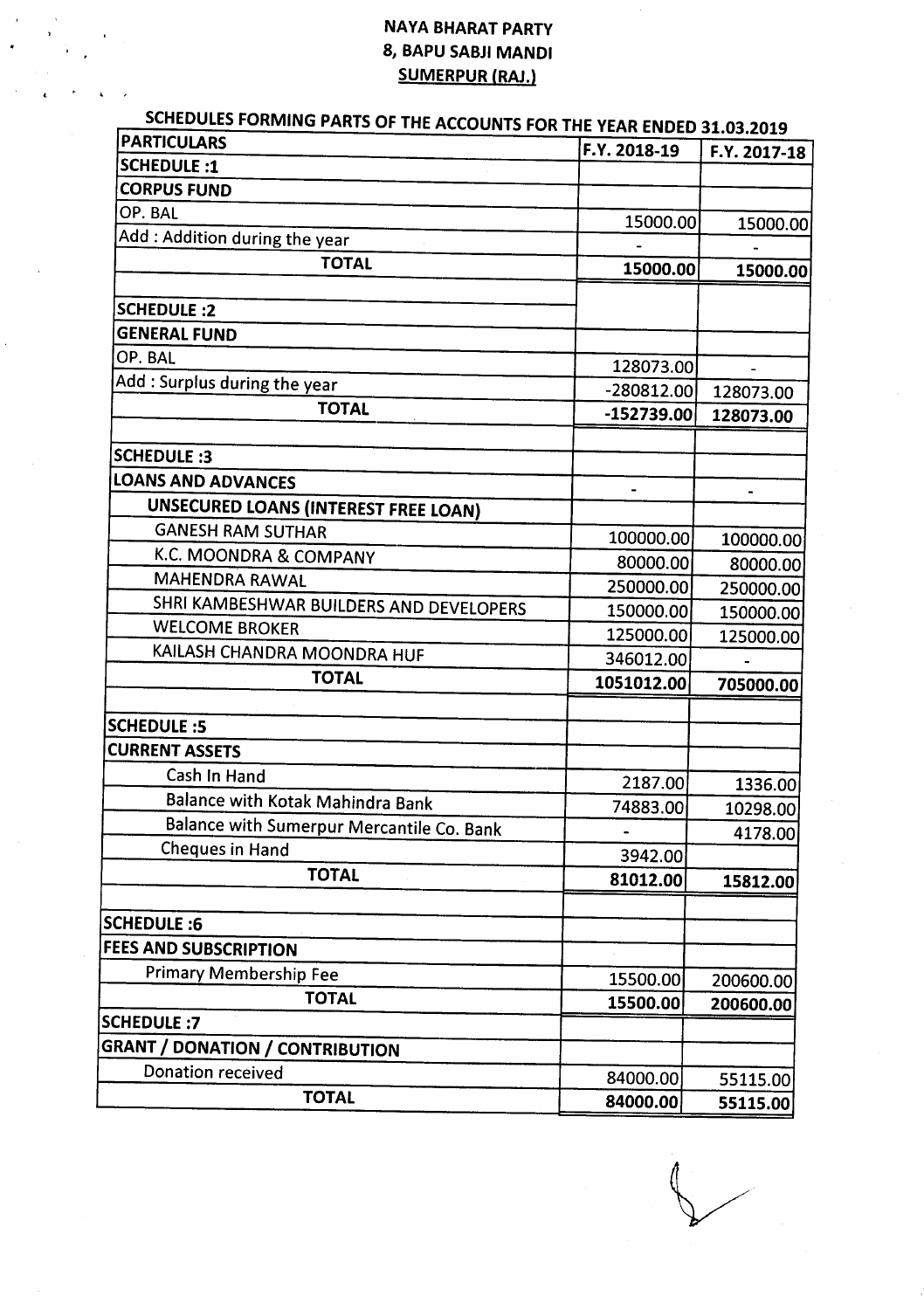**NAYA BHARAT PARTY**
**8, BAPU SABJI MANDI**
**SUMERPUR (RAJ.)**

**SCHEDULES FORMING PARTS OF THE ACCOUNTS FOR THE YEAR ENDED 31.03.2019**

| PARTICULARS | F.Y. 2018-19 | F.Y. 2017-18 |
|---|---|---|
| **SCHEDULE :1** | | |
| **CORPUS FUND** | | |
| OP. BAL | 15000.00 | 15000.00 |
| Add : Addition during the year | - | - |
| **TOTAL** | **15000.00** | **15000.00** |
| | | |
| **SCHEDULE :2** | | |
| **GENERAL FUND** | | |
| OP. BAL | 128073.00 | - |
| Add : Surplus during the year | -280812.00 | 128073.00 |
| **TOTAL** | **-152739.00** | **128073.00** |
| | | |
| **SCHEDULE :3** | | |
| **LOANS AND ADVANCES** | - | - |
| **UNSECURED LOANS (INTEREST FREE LOAN)** | | |
| GANESH RAM SUTHAR | 100000.00 | 100000.00 |
| K.C. MOONDRA & COMPANY | 80000.00 | 80000.00 |
| MAHENDRA RAWAL | 250000.00 | 250000.00 |
| SHRI KAMBESHWAR BUILDERS AND DEVELOPERS | 150000.00 | 150000.00 |
| WELCOME BROKER | 125000.00 | 125000.00 |
| KAILASH CHANDRA MOONDRA HUF | 346012.00 | - |
| **TOTAL** | **1051012.00** | **705000.00** |
| | | |
| **SCHEDULE :5** | | |
| **CURRENT ASSETS** | | |
| Cash In Hand | 2187.00 | 1336.00 |
| Balance with Kotak Mahindra Bank | 74883.00 | 10298.00 |
| Balance with Sumerpur Mercantile Co. Bank | - | 4178.00 |
| Cheques in Hand | 3942.00 | |
| **TOTAL** | **81012.00** | **15812.00** |
| | | |
| **SCHEDULE :6** | | |
| **FEES AND SUBSCRIPTION** | | |
| Primary Membership Fee | 15500.00 | 200600.00 |
| **TOTAL** | **15500.00** | **200600.00** |
| **SCHEDULE :7** | | |
| **GRANT / DONATION / CONTRIBUTION** | | |
| Donation received | 84000.00 | 55115.00 |
| **TOTAL** | **84000.00** | **55115.00** |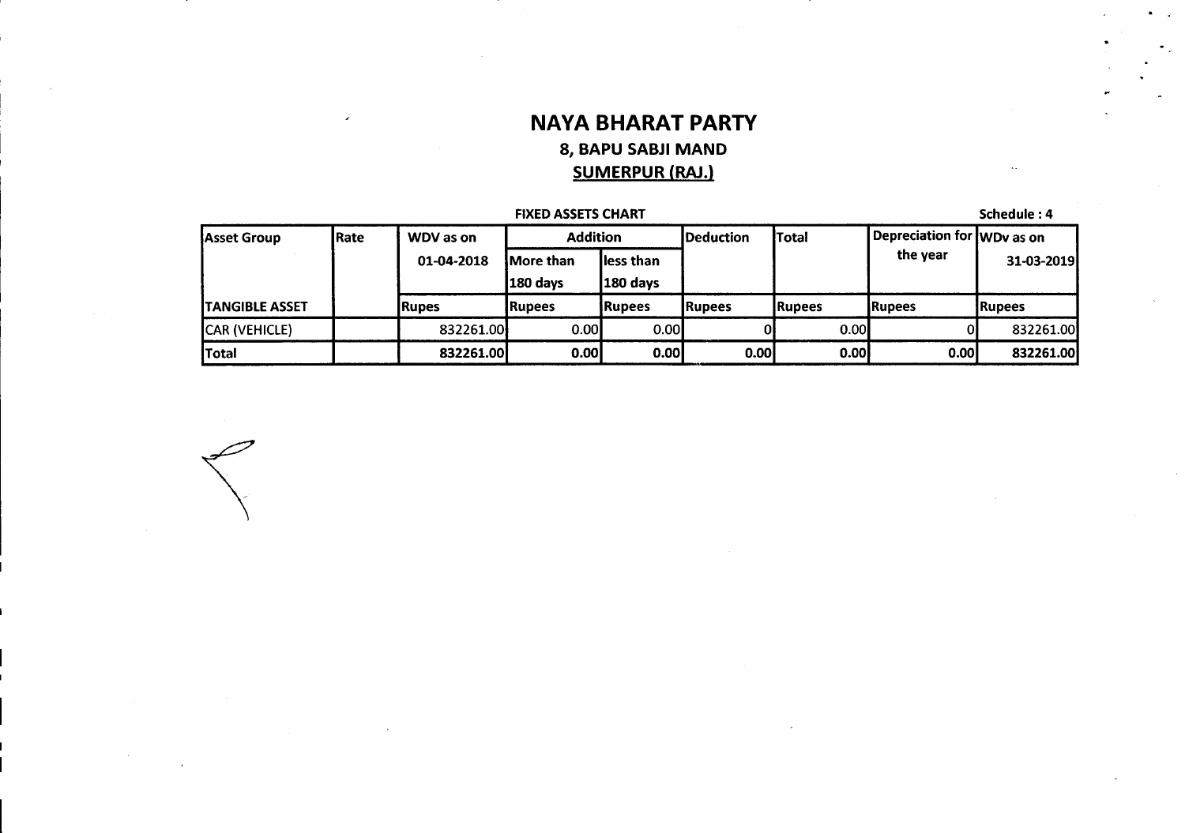# NAYA BHARAT PARTY

## 8, BAPU SABJI MAND

## SUMERPUR (RAJ.)

**FIXED ASSETS CHART** **Schedule : 4**

| Asset Group | Rate | WDV as on 01-04-2018 | Addition | | Deduction | Total | Depreciation for the year | WDv as on 31-03-2019 |
|---|---|---|---|---|---|---|---|---|
| | | | More than 180 days | less than 180 days | | | | |
| TANGIBLE ASSET | | Rupes | Rupees | Rupees | Rupees | Rupees | Rupees | Rupees |
| CAR (VEHICLE) | | 832261.00 | 0.00 | 0.00 | 0 | 0.00 | 0 | 832261.00 |
| **Total** | | **832261.00** | **0.00** | **0.00** | **0.00** | **0.00** | **0.00** | **832261.00** |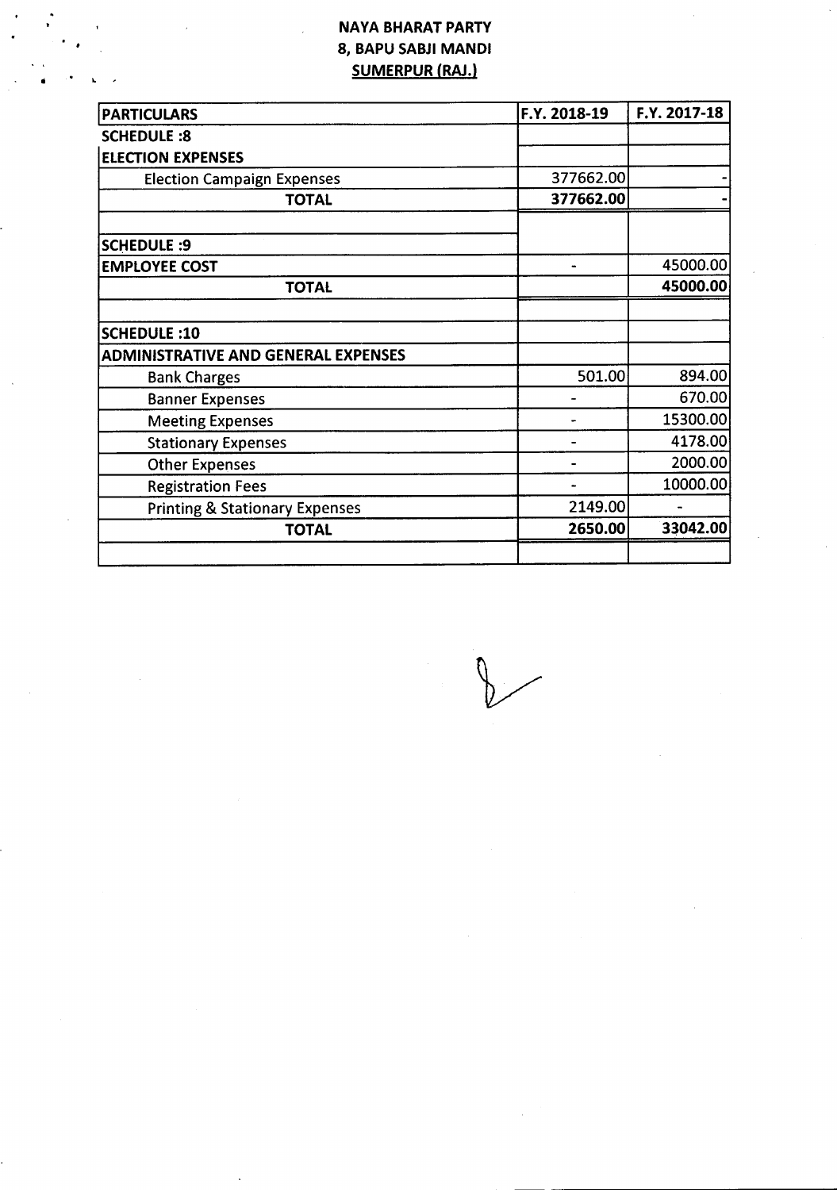**NAYA BHARAT PARTY**
**8, BAPU SABJI MANDI**
**SUMERPUR (RAJ.)**

| PARTICULARS | F.Y. 2018-19 | F.Y. 2017-18 |
|---|---|---|
| **SCHEDULE :8** | | |
| **ELECTION EXPENSES** | | |
| Election Campaign Expenses | 377662.00 | - |
| **TOTAL** | **377662.00** | **-** |
| | | |
| **SCHEDULE :9** | | |
| **EMPLOYEE COST** | - | 45000.00 |
| **TOTAL** | | **45000.00** |
| | | |
| **SCHEDULE :10** | | |
| **ADMINISTRATIVE AND GENERAL EXPENSES** | | |
| Bank Charges | 501.00 | 894.00 |
| Banner Expenses | - | 670.00 |
| Meeting Expenses | - | 15300.00 |
| Stationary Expenses | - | 4178.00 |
| Other Expenses | - | 2000.00 |
| Registration Fees | - | 10000.00 |
| Printing & Stationary Expenses | 2149.00 | - |
| **TOTAL** | **2650.00** | **33042.00** |
| | | |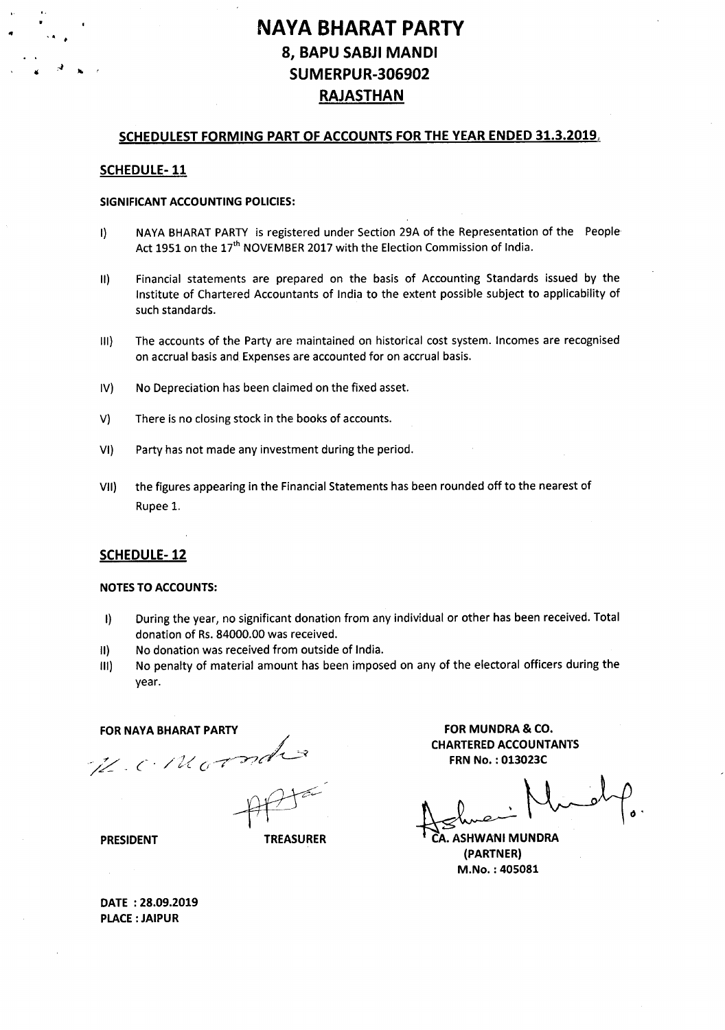# NAYA BHARAT PARTY

## 8, BAPU SABJI MANDI

## SUMERPUR-306902

## RAJASTHAN

### SCHEDULEST FORMING PART OF ACCOUNTS FOR THE YEAR ENDED 31.3.2019

### SCHEDULE- 11

**SIGNIFICANT ACCOUNTING POLICIES:**

I) NAYA BHARAT PARTY is registered under Section 29A of the Representation of the People Act 1951 on the 17th NOVEMBER 2017 with the Election Commission of India.

II) Financial statements are prepared on the basis of Accounting Standards issued by the Institute of Chartered Accountants of India to the extent possible subject to applicability of such standards.

III) The accounts of the Party are maintained on historical cost system. Incomes are recognised on accrual basis and Expenses are accounted for on accrual basis.

IV) No Depreciation has been claimed on the fixed asset.

V) There is no closing stock in the books of accounts.

VI) Party has not made any investment during the period.

VII) the figures appearing in the Financial Statements has been rounded off to the nearest of Rupee 1.

### SCHEDULE- 12

**NOTES TO ACCOUNTS:**

I) During the year, no significant donation from any individual or other has been received. Total donation of Rs. 84000.00 was received.

II) No donation was received from outside of India.

III) No penalty of material amount has been imposed on any of the electoral officers during the year.

**FOR NAYA BHARAT PARTY**

**PRESIDENT** **TREASURER**

**FOR MUNDRA & CO.**
**CHARTERED ACCOUNTANTS**
**FRN No. : 013023C**

**CA. ASHWANI MUNDRA**
**(PARTNER)**
**M.No. : 405081**

**DATE : 28.09.2019**
**PLACE : JAIPUR**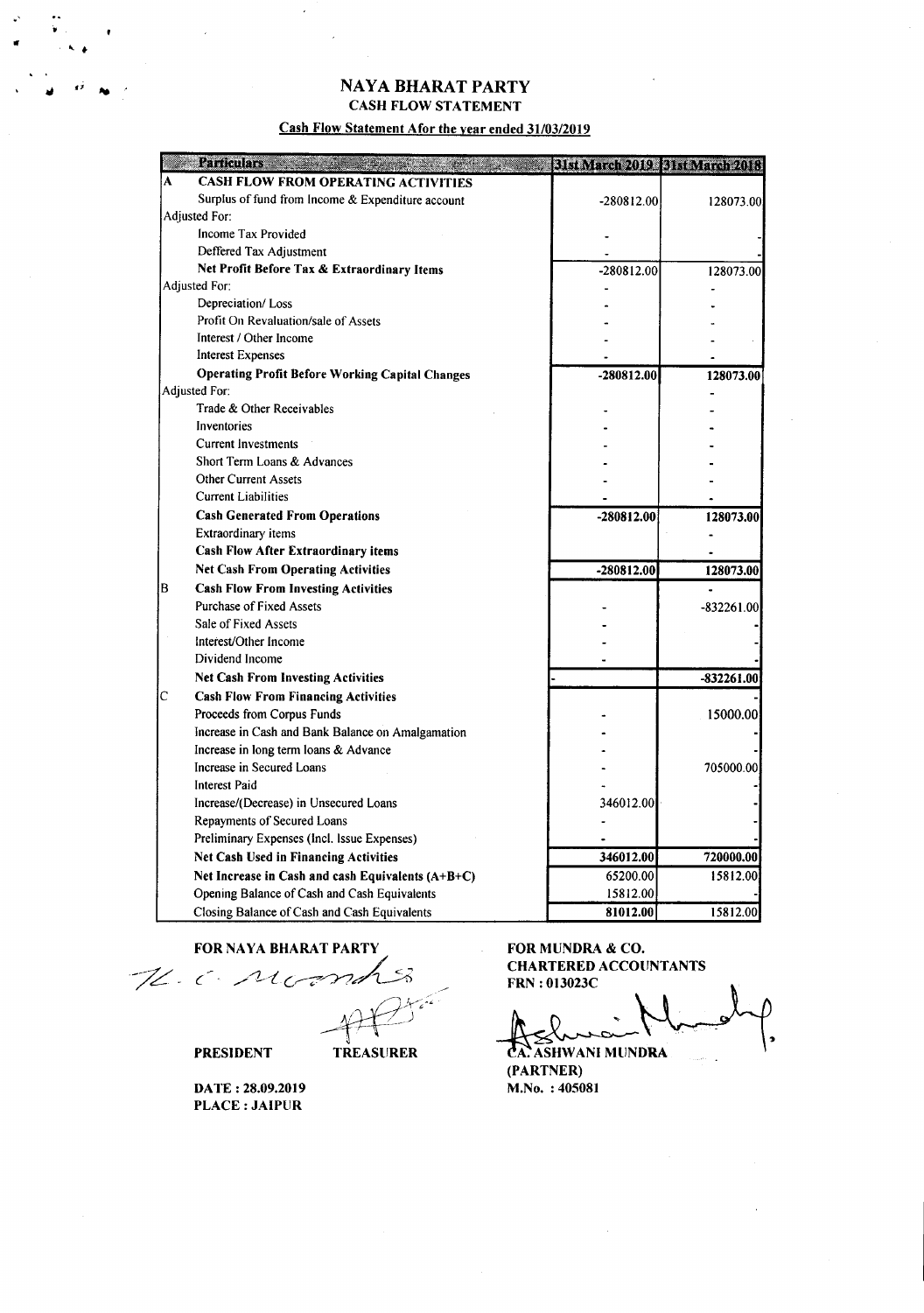# NAYA BHARAT PARTY

## CASH FLOW STATEMENT

### Cash Flow Statement Afor the year ended 31/03/2019

| | Particulars | 31st March 2019 | 31st March 2018 |
|---|---|---|---|
| A | **CASH FLOW FROM OPERATING ACTIVITIES** | | |
| | Surplus of fund from Income & Expenditure account | -280812.00 | 128073.00 |
| | Adjusted For: | | |
| | Income Tax Provided | - | - |
| | Deffered Tax Adjustment | - | - |
| | **Net Profit Before Tax & Extraordinary Items** | -280812.00 | 128073.00 |
| | Adjusted For: | - | - |
| | Depreciation/ Loss | - | - |
| | Profit On Revaluation/sale of Assets | - | - |
| | Interest / Other Income | - | - |
| | Interest Expenses | - | - |
| | **Operating Profit Before Working Capital Changes** | **-280812.00** | **128073.00** |
| | Adjusted For: | | - |
| | Trade & Other Receivables | - | - |
| | Inventories | - | - |
| | Current Investments | - | - |
| | Short Term Loans & Advances | - | - |
| | Other Current Assets | - | - |
| | Current Liabilities | - | - |
| | **Cash Generated From Operations** | **-280812.00** | **128073.00** |
| | Extraordinary items | | - |
| | **Cash Flow After Extraordinary items** | | - |
| | **Net Cash From Operating Activities** | **-280812.00** | **128073.00** |
| B | **Cash Flow From Investing Activities** | | - |
| | Purchase of Fixed Assets | - | -832261.00 |
| | Sale of Fixed Assets | - | - |
| | Interest/Other Income | - | - |
| | Dividend Income | - | - |
| | **Net Cash From Investing Activities** | - | **-832261.00** |
| C | **Cash Flow From Financing Activities** | | - |
| | Proceeds from Corpus Funds | - | 15000.00 |
| | Increase in Cash and Bank Balance on Amalgamation | - | - |
| | Increase in long term loans & Advance | - | - |
| | Increase in Secured Loans | - | 705000.00 |
| | Interest Paid | - | - |
| | Increase/(Decrease) in Unsecured Loans | 346012.00 | - |
| | Repayments of Secured Loans | - | - |
| | Preliminary Expenses (Incl. Issue Expenses) | - | - |
| | **Net Cash Used in Financing Activities** | **346012.00** | **720000.00** |
| | **Net Increase in Cash and cash Equivalents (A+B+C)** | 65200.00 | 15812.00 |
| | Opening Balance of Cash and Cash Equivalents | 15812.00 | - |
| | Closing Balance of Cash and Cash Equivalents | **81012.00** | 15812.00 |

**FOR NAYA BHARAT PARTY**

**PRESIDENT** **TREASURER**

**DATE : 28.09.2019**
**PLACE : JAIPUR**

**FOR MUNDRA & CO.**
**CHARTERED ACCOUNTANTS**
**FRN : 013023C**

**CA. ASHWANI MUNDRA**
**(PARTNER)**
**M.No. : 405081**